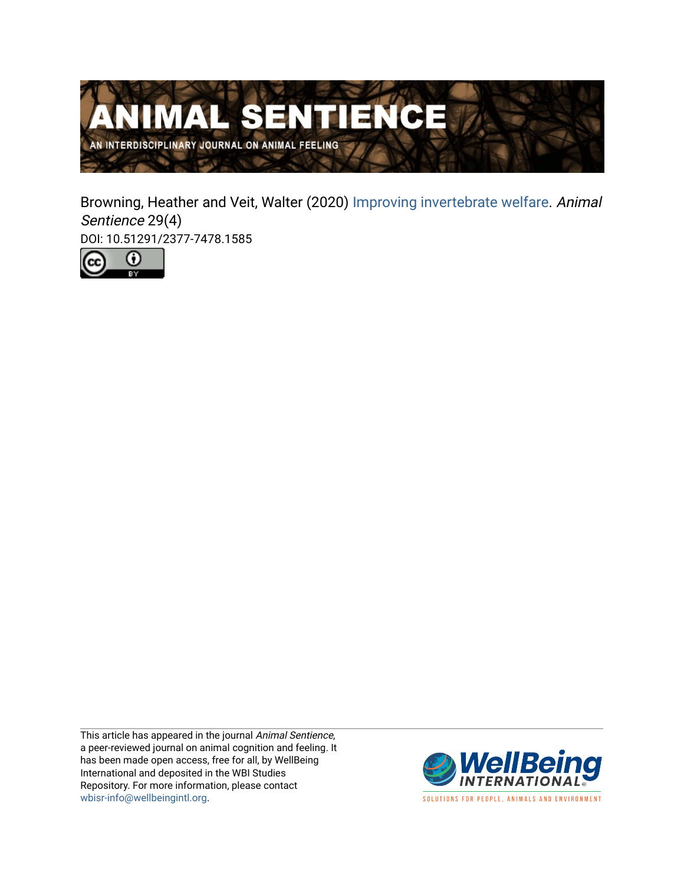# ANIMAL SENTIENCE

AN INTERDISCIPLINARY JOURNAL ON ANIMAL FEELING

Browning, Heather and Veit, Walter (2020) Improving invertebrate welfare. *Animal Sentience* 29(4)

DOI: 10.51291/2377-7478.1585

This article has appeared in the journal *Animal Sentience*, a peer-reviewed journal on animal cognition and feeling. It has been made open access, free for all, by WellBeing International and deposited in the WBI Studies Repository. For more information, please contact wbisr-info@wellbeingintl.org.

WellBeing INTERNATIONAL

SOLUTIONS FOR PEOPLE, ANIMALS AND ENVIRONMENT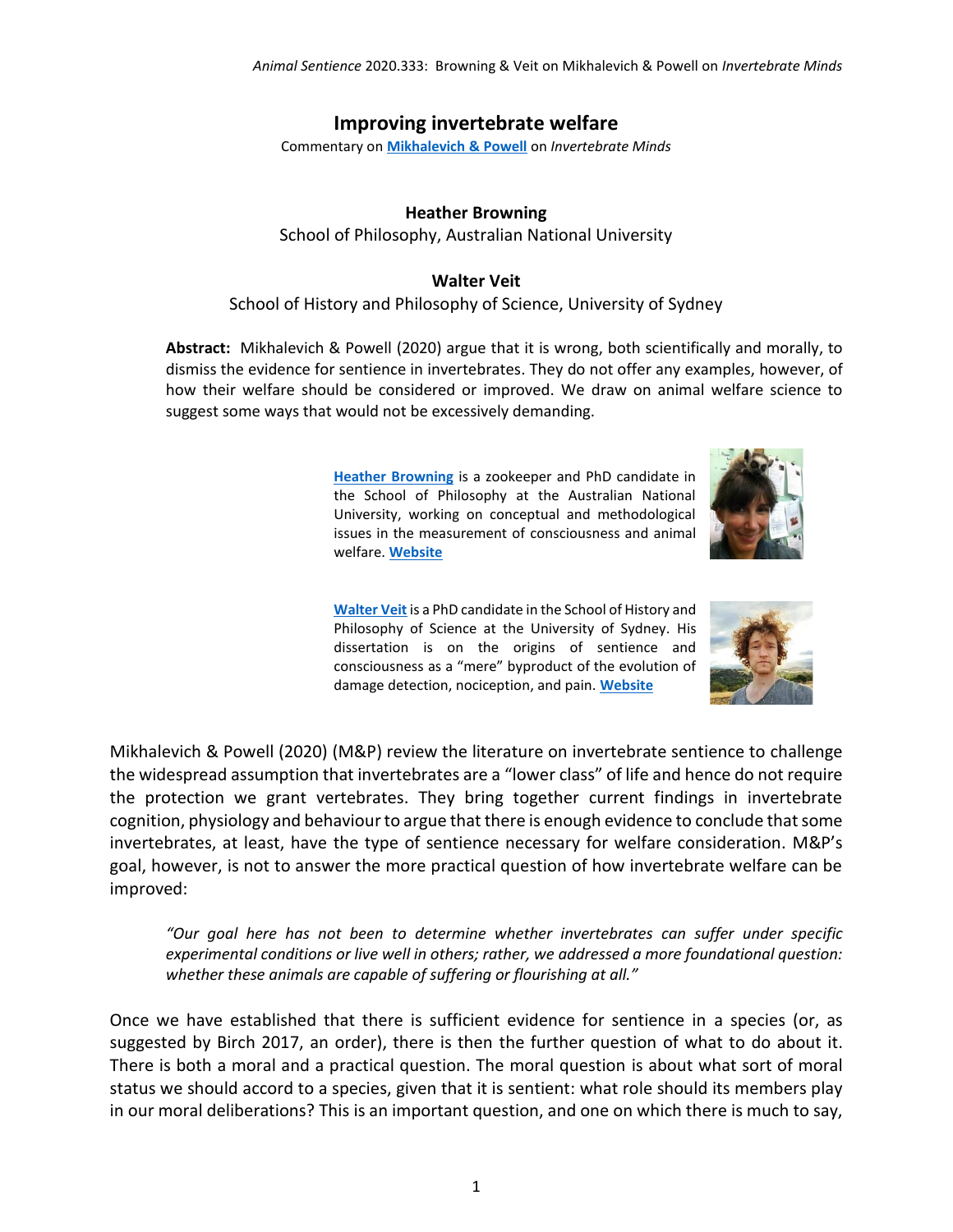# Improving invertebrate welfare

Commentary on **Mikhalevich & Powell** on *Invertebrate Minds*

**Heather Browning**
School of Philosophy, Australian National University

**Walter Veit**
School of History and Philosophy of Science, University of Sydney

**Abstract:** Mikhalevich & Powell (2020) argue that it is wrong, both scientifically and morally, to dismiss the evidence for sentience in invertebrates. They do not offer any examples, however, of how their welfare should be considered or improved. We draw on animal welfare science to suggest some ways that would not be excessively demanding.

**Heather Browning** is a zookeeper and PhD candidate in the School of Philosophy at the Australian National University, working on conceptual and methodological issues in the measurement of consciousness and animal welfare. **Website**

**Walter Veit** is a PhD candidate in the School of History and Philosophy of Science at the University of Sydney. His dissertation is on the origins of sentience and consciousness as a "mere" byproduct of the evolution of damage detection, nociception, and pain. **Website**

Mikhalevich & Powell (2020) (M&P) review the literature on invertebrate sentience to challenge the widespread assumption that invertebrates are a "lower class" of life and hence do not require the protection we grant vertebrates. They bring together current findings in invertebrate cognition, physiology and behaviour to argue that there is enough evidence to conclude that some invertebrates, at least, have the type of sentience necessary for welfare consideration. M&P's goal, however, is not to answer the more practical question of how invertebrate welfare can be improved:

> *"Our goal here has not been to determine whether invertebrates can suffer under specific experimental conditions or live well in others; rather, we addressed a more foundational question: whether these animals are capable of suffering or flourishing at all."*

Once we have established that there is sufficient evidence for sentience in a species (or, as suggested by Birch 2017, an order), there is then the further question of what to do about it. There is both a moral and a practical question. The moral question is about what sort of moral status we should accord to a species, given that it is sentient: what role should its members play in our moral deliberations? This is an important question, and one on which there is much to say,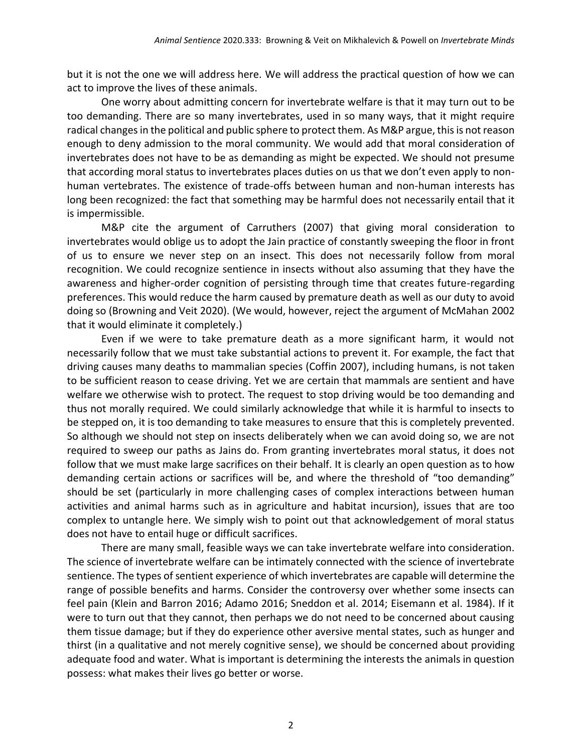but it is not the one we will address here. We will address the practical question of how we can act to improve the lives of these animals.

One worry about admitting concern for invertebrate welfare is that it may turn out to be too demanding. There are so many invertebrates, used in so many ways, that it might require radical changes in the political and public sphere to protect them. As M&P argue, this is not reason enough to deny admission to the moral community. We would add that moral consideration of invertebrates does not have to be as demanding as might be expected. We should not presume that according moral status to invertebrates places duties on us that we don't even apply to non-human vertebrates. The existence of trade-offs between human and non-human interests has long been recognized: the fact that something may be harmful does not necessarily entail that it is impermissible.

M&P cite the argument of Carruthers (2007) that giving moral consideration to invertebrates would oblige us to adopt the Jain practice of constantly sweeping the floor in front of us to ensure we never step on an insect. This does not necessarily follow from moral recognition. We could recognize sentience in insects without also assuming that they have the awareness and higher-order cognition of persisting through time that creates future-regarding preferences. This would reduce the harm caused by premature death as well as our duty to avoid doing so (Browning and Veit 2020). (We would, however, reject the argument of McMahan 2002 that it would eliminate it completely.)

Even if we were to take premature death as a more significant harm, it would not necessarily follow that we must take substantial actions to prevent it. For example, the fact that driving causes many deaths to mammalian species (Coffin 2007), including humans, is not taken to be sufficient reason to cease driving. Yet we are certain that mammals are sentient and have welfare we otherwise wish to protect. The request to stop driving would be too demanding and thus not morally required. We could similarly acknowledge that while it is harmful to insects to be stepped on, it is too demanding to take measures to ensure that this is completely prevented. So although we should not step on insects deliberately when we can avoid doing so, we are not required to sweep our paths as Jains do. From granting invertebrates moral status, it does not follow that we must make large sacrifices on their behalf. It is clearly an open question as to how demanding certain actions or sacrifices will be, and where the threshold of "too demanding" should be set (particularly in more challenging cases of complex interactions between human activities and animal harms such as in agriculture and habitat incursion), issues that are too complex to untangle here. We simply wish to point out that acknowledgement of moral status does not have to entail huge or difficult sacrifices.

There are many small, feasible ways we can take invertebrate welfare into consideration. The science of invertebrate welfare can be intimately connected with the science of invertebrate sentience. The types of sentient experience of which invertebrates are capable will determine the range of possible benefits and harms. Consider the controversy over whether some insects can feel pain (Klein and Barron 2016; Adamo 2016; Sneddon et al. 2014; Eisemann et al. 1984). If it were to turn out that they cannot, then perhaps we do not need to be concerned about causing them tissue damage; but if they do experience other aversive mental states, such as hunger and thirst (in a qualitative and not merely cognitive sense), we should be concerned about providing adequate food and water. What is important is determining the interests the animals in question possess: what makes their lives go better or worse.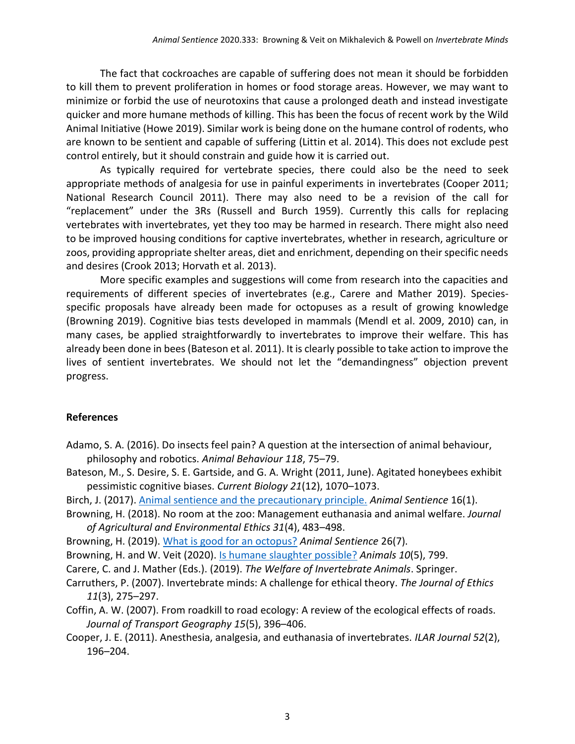The fact that cockroaches are capable of suffering does not mean it should be forbidden to kill them to prevent proliferation in homes or food storage areas. However, we may want to minimize or forbid the use of neurotoxins that cause a prolonged death and instead investigate quicker and more humane methods of killing. This has been the focus of recent work by the Wild Animal Initiative (Howe 2019). Similar work is being done on the humane control of rodents, who are known to be sentient and capable of suffering (Littin et al. 2014). This does not exclude pest control entirely, but it should constrain and guide how it is carried out.

As typically required for vertebrate species, there could also be the need to seek appropriate methods of analgesia for use in painful experiments in invertebrates (Cooper 2011; National Research Council 2011). There may also need to be a revision of the call for "replacement" under the 3Rs (Russell and Burch 1959). Currently this calls for replacing vertebrates with invertebrates, yet they too may be harmed in research. There might also need to be improved housing conditions for captive invertebrates, whether in research, agriculture or zoos, providing appropriate shelter areas, diet and enrichment, depending on their specific needs and desires (Crook 2013; Horvath et al. 2013).

More specific examples and suggestions will come from research into the capacities and requirements of different species of invertebrates (e.g., Carere and Mather 2019). Species-specific proposals have already been made for octopuses as a result of growing knowledge (Browning 2019). Cognitive bias tests developed in mammals (Mendl et al. 2009, 2010) can, in many cases, be applied straightforwardly to invertebrates to improve their welfare. This has already been done in bees (Bateson et al. 2011). It is clearly possible to take action to improve the lives of sentient invertebrates. We should not let the "demandingness" objection prevent progress.

## References

Adamo, S. A. (2016). Do insects feel pain? A question at the intersection of animal behaviour, philosophy and robotics. *Animal Behaviour 118*, 75–79.

Bateson, M., S. Desire, S. E. Gartside, and G. A. Wright (2011, June). Agitated honeybees exhibit pessimistic cognitive biases. *Current Biology 21*(12), 1070–1073.

Birch, J. (2017). Animal sentience and the precautionary principle. *Animal Sentience* 16(1).

Browning, H. (2018). No room at the zoo: Management euthanasia and animal welfare. *Journal of Agricultural and Environmental Ethics 31*(4), 483–498.

Browning, H. (2019). What is good for an octopus? *Animal Sentience* 26(7).

Browning, H. and W. Veit (2020). Is humane slaughter possible? *Animals 10*(5), 799.

Carere, C. and J. Mather (Eds.). (2019). *The Welfare of Invertebrate Animals*. Springer.

Carruthers, P. (2007). Invertebrate minds: A challenge for ethical theory. *The Journal of Ethics 11*(3), 275–297.

Coffin, A. W. (2007). From roadkill to road ecology: A review of the ecological effects of roads. *Journal of Transport Geography 15*(5), 396–406.

Cooper, J. E. (2011). Anesthesia, analgesia, and euthanasia of invertebrates. *ILAR Journal 52*(2), 196–204.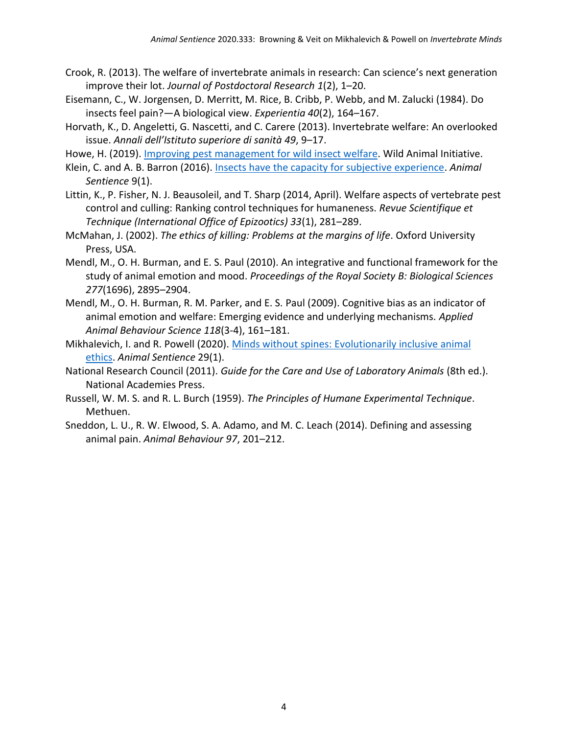Crook, R. (2013). The welfare of invertebrate animals in research: Can science's next generation improve their lot. *Journal of Postdoctoral Research 1*(2), 1–20.

Eisemann, C., W. Jorgensen, D. Merritt, M. Rice, B. Cribb, P. Webb, and M. Zalucki (1984). Do insects feel pain?—A biological view. *Experientia 40*(2), 164–167.

Horvath, K., D. Angeletti, G. Nascetti, and C. Carere (2013). Invertebrate welfare: An overlooked issue. *Annali dell'Istituto superiore di sanità 49*, 9–17.

Howe, H. (2019). [Improving pest management for wild insect welfare](). Wild Animal Initiative.

Klein, C. and A. B. Barron (2016). [Insects have the capacity for subjective experience](). *Animal Sentience* 9(1).

Littin, K., P. Fisher, N. J. Beausoleil, and T. Sharp (2014, April). Welfare aspects of vertebrate pest control and culling: Ranking control techniques for humaneness. *Revue Scientifique et Technique (International Office of Epizootics) 33*(1), 281–289.

McMahan, J. (2002). *The ethics of killing: Problems at the margins of life*. Oxford University Press, USA.

Mendl, M., O. H. Burman, and E. S. Paul (2010). An integrative and functional framework for the study of animal emotion and mood. *Proceedings of the Royal Society B: Biological Sciences 277*(1696), 2895–2904.

Mendl, M., O. H. Burman, R. M. Parker, and E. S. Paul (2009). Cognitive bias as an indicator of animal emotion and welfare: Emerging evidence and underlying mechanisms. *Applied Animal Behaviour Science 118*(3-4), 161–181.

Mikhalevich, I. and R. Powell (2020). [Minds without spines: Evolutionarily inclusive animal ethics](). *Animal Sentience* 29(1).

National Research Council (2011). *Guide for the Care and Use of Laboratory Animals* (8th ed.). National Academies Press.

Russell, W. M. S. and R. L. Burch (1959). *The Principles of Humane Experimental Technique*. Methuen.

Sneddon, L. U., R. W. Elwood, S. A. Adamo, and M. C. Leach (2014). Defining and assessing animal pain. *Animal Behaviour 97*, 201–212.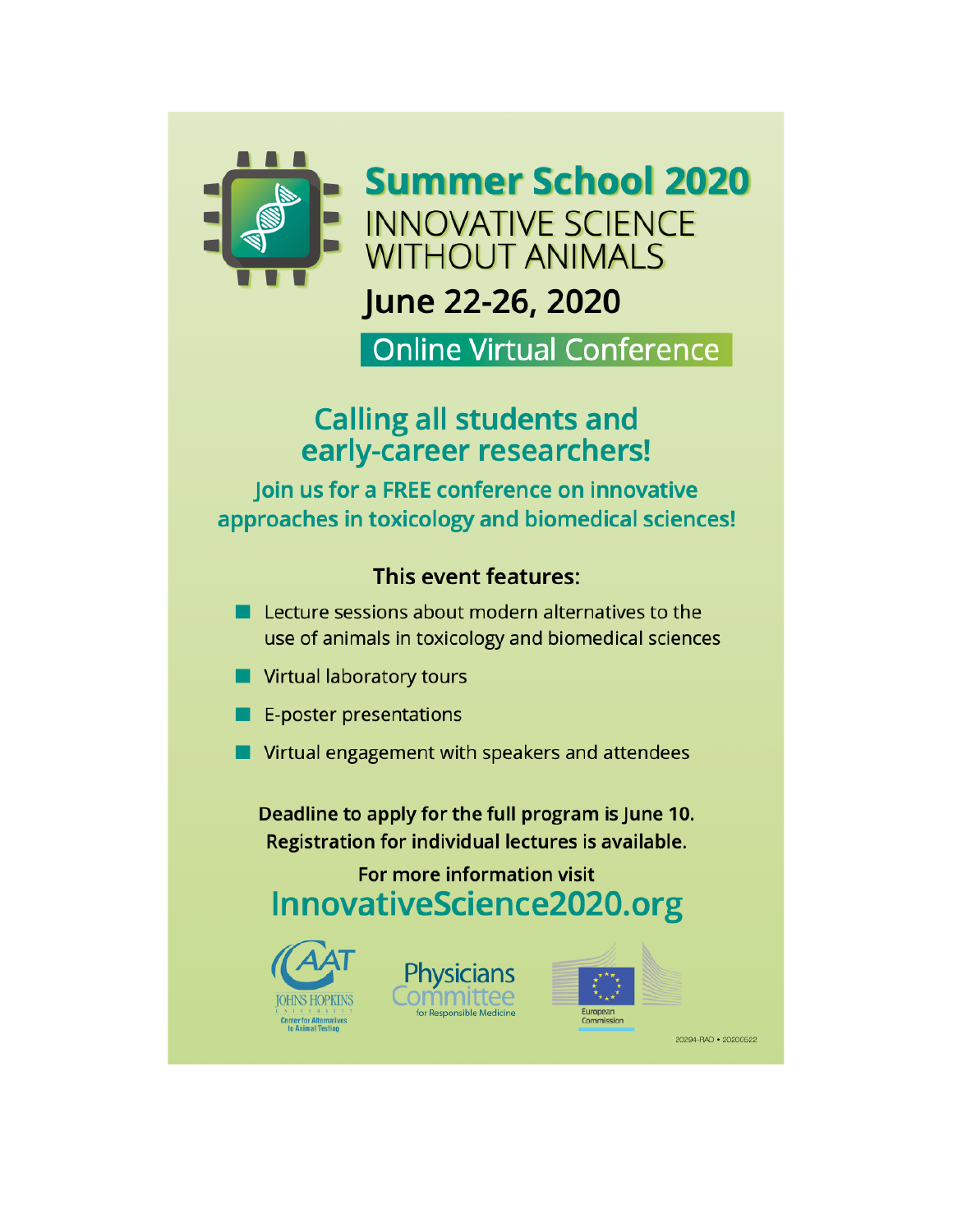# Summer School 2020

## INNOVATIVE SCIENCE WITHOUT ANIMALS

## June 22-26, 2020

**Online Virtual Conference**

## Calling all students and early-career researchers!

**Join us for a FREE conference on innovative approaches in toxicology and biomedical sciences!**

### This event features:

- Lecture sessions about modern alternatives to the use of animals in toxicology and biomedical sciences
- Virtual laboratory tours
- E-poster presentations
- Virtual engagement with speakers and attendees

**Deadline to apply for the full program is June 10.**
**Registration for individual lectures is available.**

**For more information visit**

## InnovativeScience2020.org

CAAT JOHNS HOPKINS UNIVERSITY Center for Alternatives to Animal Testing

Physicians Committee for Responsible Medicine

European Commission

20294-RAD • 20200522